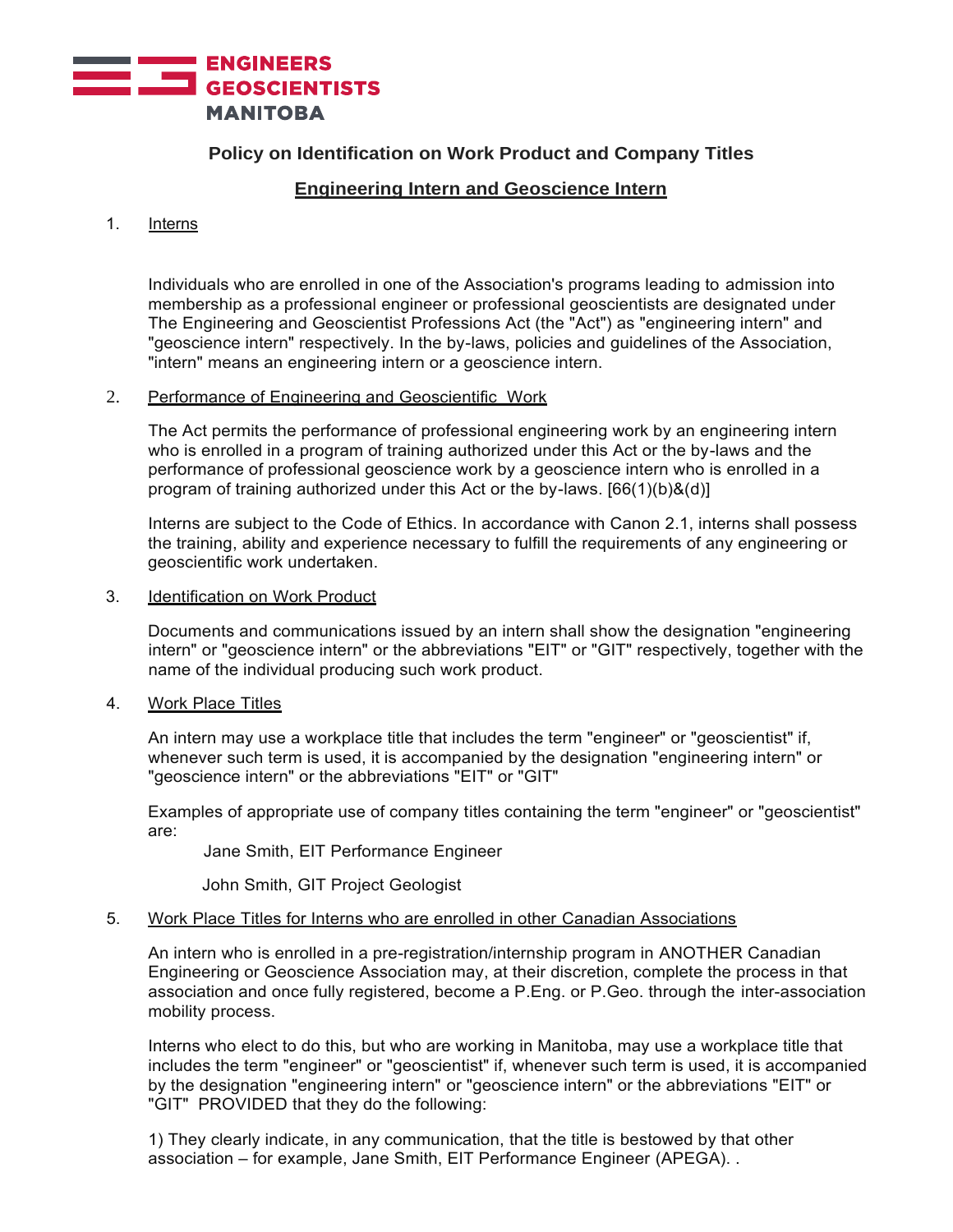ENGINEERS
GEOSCIENTISTS
MANITOBA

## Policy on Identification on Work Product and Company Titles

### Engineering Intern and Geoscience Intern

1. Interns

Individuals who are enrolled in one of the Association's programs leading to admission into membership as a professional engineer or professional geoscientists are designated under The Engineering and Geoscientist Professions Act (the "Act") as "engineering intern" and "geoscience intern" respectively. In the by-laws, policies and guidelines of the Association, "intern" means an engineering intern or a geoscience intern.

2. Performance of Engineering and Geoscientific Work

The Act permits the performance of professional engineering work by an engineering intern who is enrolled in a program of training authorized under this Act or the by-laws and the performance of professional geoscience work by a geoscience intern who is enrolled in a program of training authorized under this Act or the by-laws. [66(1)(b)&(d)]

Interns are subject to the Code of Ethics. In accordance with Canon 2.1, interns shall possess the training, ability and experience necessary to fulfill the requirements of any engineering or geoscientific work undertaken.

3. Identification on Work Product

Documents and communications issued by an intern shall show the designation "engineering intern" or "geoscience intern" or the abbreviations "EIT" or "GIT" respectively, together with the name of the individual producing such work product.

4. Work Place Titles

An intern may use a workplace title that includes the term "engineer" or "geoscientist" if, whenever such term is used, it is accompanied by the designation "engineering intern" or "geoscience intern" or the abbreviations "EIT" or "GIT"

Examples of appropriate use of company titles containing the term "engineer" or "geoscientist" are:

Jane Smith, EIT Performance Engineer

John Smith, GIT Project Geologist

5. Work Place Titles for Interns who are enrolled in other Canadian Associations

An intern who is enrolled in a pre-registration/internship program in ANOTHER Canadian Engineering or Geoscience Association may, at their discretion, complete the process in that association and once fully registered, become a P.Eng. or P.Geo. through the inter-association mobility process.

Interns who elect to do this, but who are working in Manitoba, may use a workplace title that includes the term "engineer" or "geoscientist" if, whenever such term is used, it is accompanied by the designation "engineering intern" or "geoscience intern" or the abbreviations "EIT" or "GIT" PROVIDED that they do the following:

1) They clearly indicate, in any communication, that the title is bestowed by that other association – for example, Jane Smith, EIT Performance Engineer (APEGA). .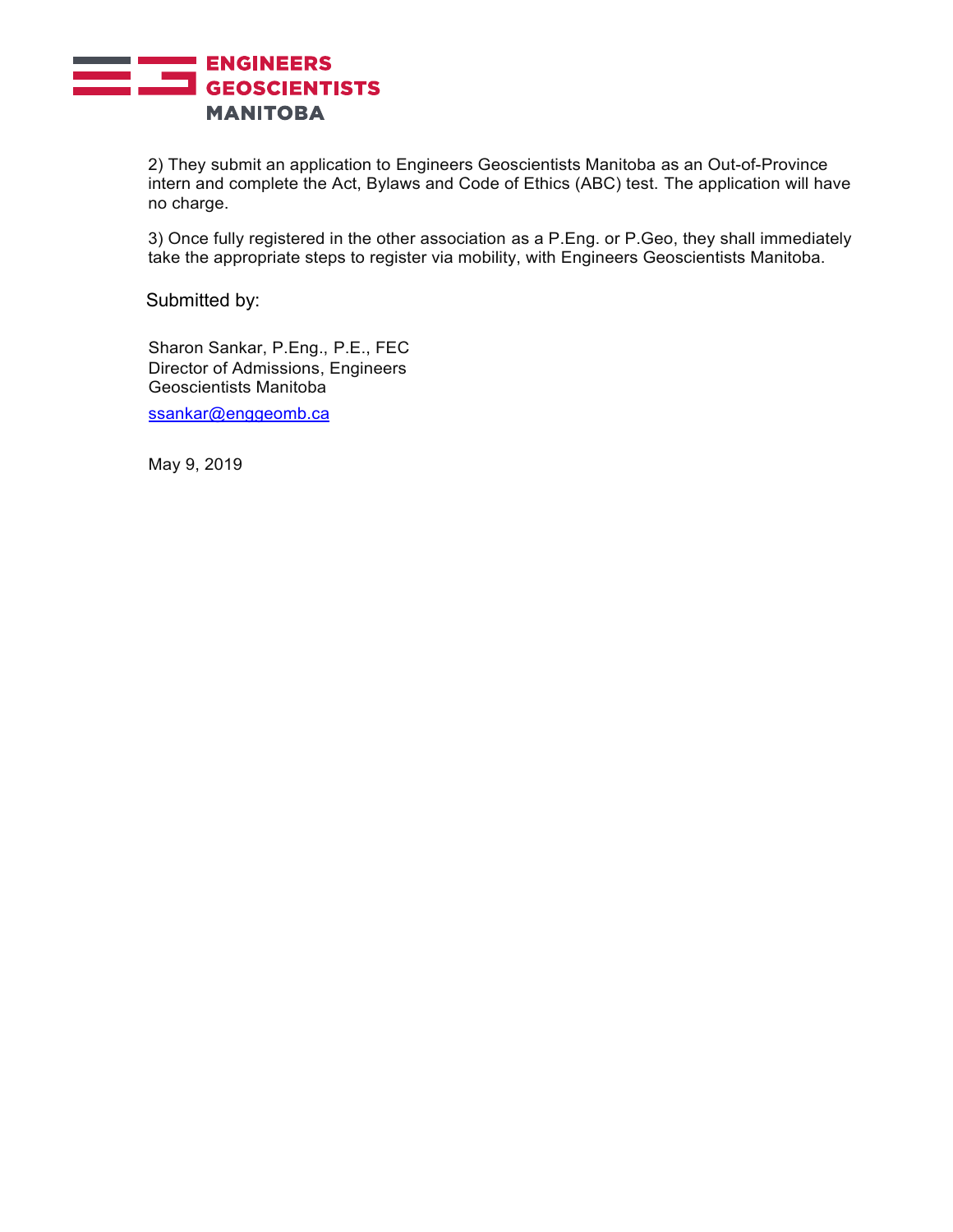2) They submit an application to Engineers Geoscientists Manitoba as an Out-of-Province intern and complete the Act, Bylaws and Code of Ethics (ABC) test. The application will have no charge.

3) Once fully registered in the other association as a P.Eng. or P.Geo, they shall immediately take the appropriate steps to register via mobility, with Engineers Geoscientists Manitoba.

Submitted by:

Sharon Sankar, P.Eng., P.E., FEC
Director of Admissions, Engineers Geoscientists Manitoba

ssankar@enggeomb.ca

May 9, 2019